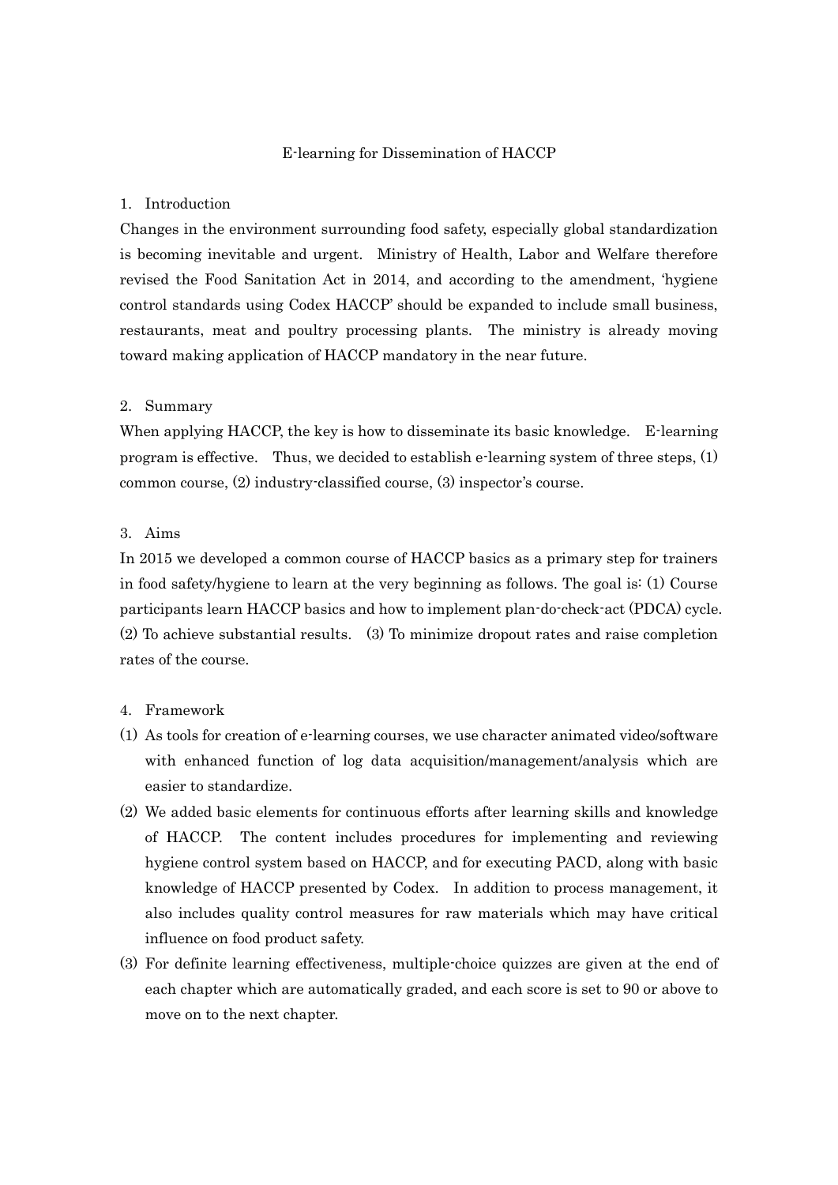# E-learning for Dissemination of HACCP

## 1. Introduction

Changes in the environment surrounding food safety, especially global standardization is becoming inevitable and urgent. Ministry of Health, Labor and Welfare therefore revised the Food Sanitation Act in 2014, and according to the amendment, 'hygiene control standards using Codex HACCP' should be expanded to include small business, restaurants, meat and poultry processing plants. The ministry is already moving toward making application of HACCP mandatory in the near future.

## 2. Summary

When applying HACCP, the key is how to disseminate its basic knowledge. E-learning program is effective. Thus, we decided to establish e-learning system of three steps, (1) common course, (2) industry-classified course, (3) inspector's course.

## 3. Aims

In 2015 we developed a common course of HACCP basics as a primary step for trainers in food safety/hygiene to learn at the very beginning as follows. The goal is: (1) Course participants learn HACCP basics and how to implement plan-do-check-act (PDCA) cycle. (2) To achieve substantial results. (3) To minimize dropout rates and raise completion rates of the course.

## 4. Framework

(1) As tools for creation of e-learning courses, we use character animated video/software with enhanced function of log data acquisition/management/analysis which are easier to standardize.

(2) We added basic elements for continuous efforts after learning skills and knowledge of HACCP. The content includes procedures for implementing and reviewing hygiene control system based on HACCP, and for executing PACD, along with basic knowledge of HACCP presented by Codex. In addition to process management, it also includes quality control measures for raw materials which may have critical influence on food product safety.

(3) For definite learning effectiveness, multiple-choice quizzes are given at the end of each chapter which are automatically graded, and each score is set to 90 or above to move on to the next chapter.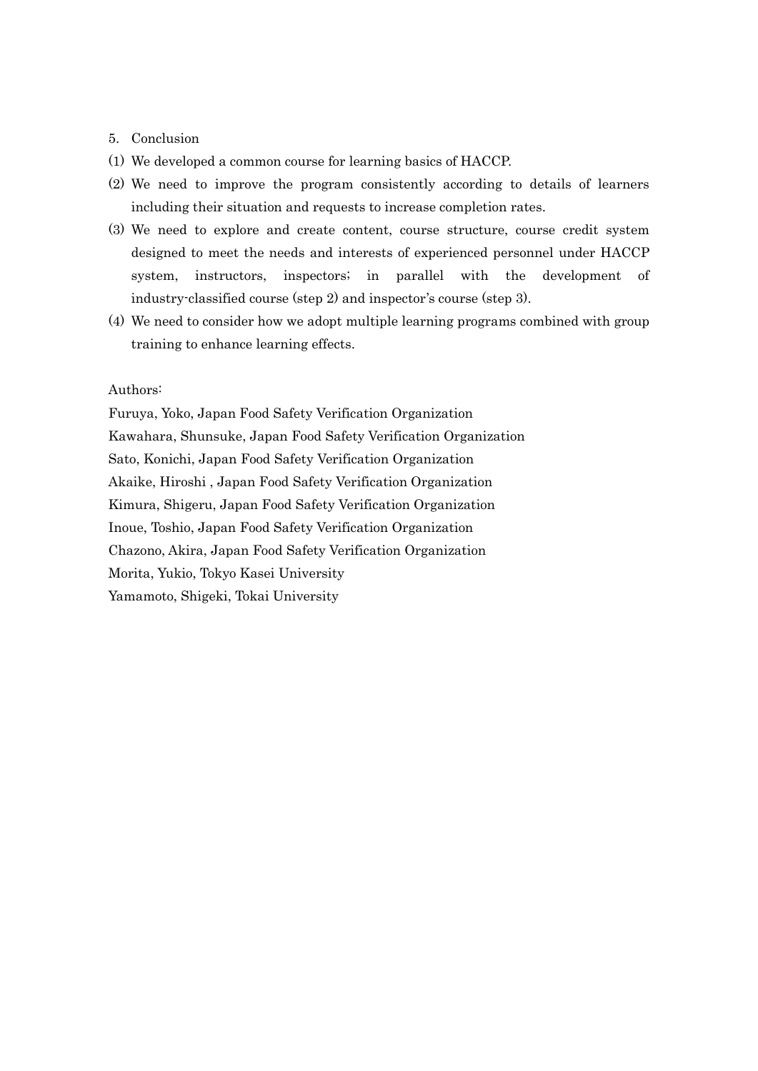## 5. Conclusion

(1) We developed a common course for learning basics of HACCP.

(2) We need to improve the program consistently according to details of learners including their situation and requests to increase completion rates.

(3) We need to explore and create content, course structure, course credit system designed to meet the needs and interests of experienced personnel under HACCP system, instructors, inspectors; in parallel with the development of industry-classified course (step 2) and inspector's course (step 3).

(4) We need to consider how we adopt multiple learning programs combined with group training to enhance learning effects.

Authors:

Furuya, Yoko, Japan Food Safety Verification Organization
Kawahara, Shunsuke, Japan Food Safety Verification Organization
Sato, Konichi, Japan Food Safety Verification Organization
Akaike, Hiroshi , Japan Food Safety Verification Organization
Kimura, Shigeru, Japan Food Safety Verification Organization
Inoue, Toshio, Japan Food Safety Verification Organization
Chazono, Akira, Japan Food Safety Verification Organization
Morita, Yukio, Tokyo Kasei University
Yamamoto, Shigeki, Tokai University